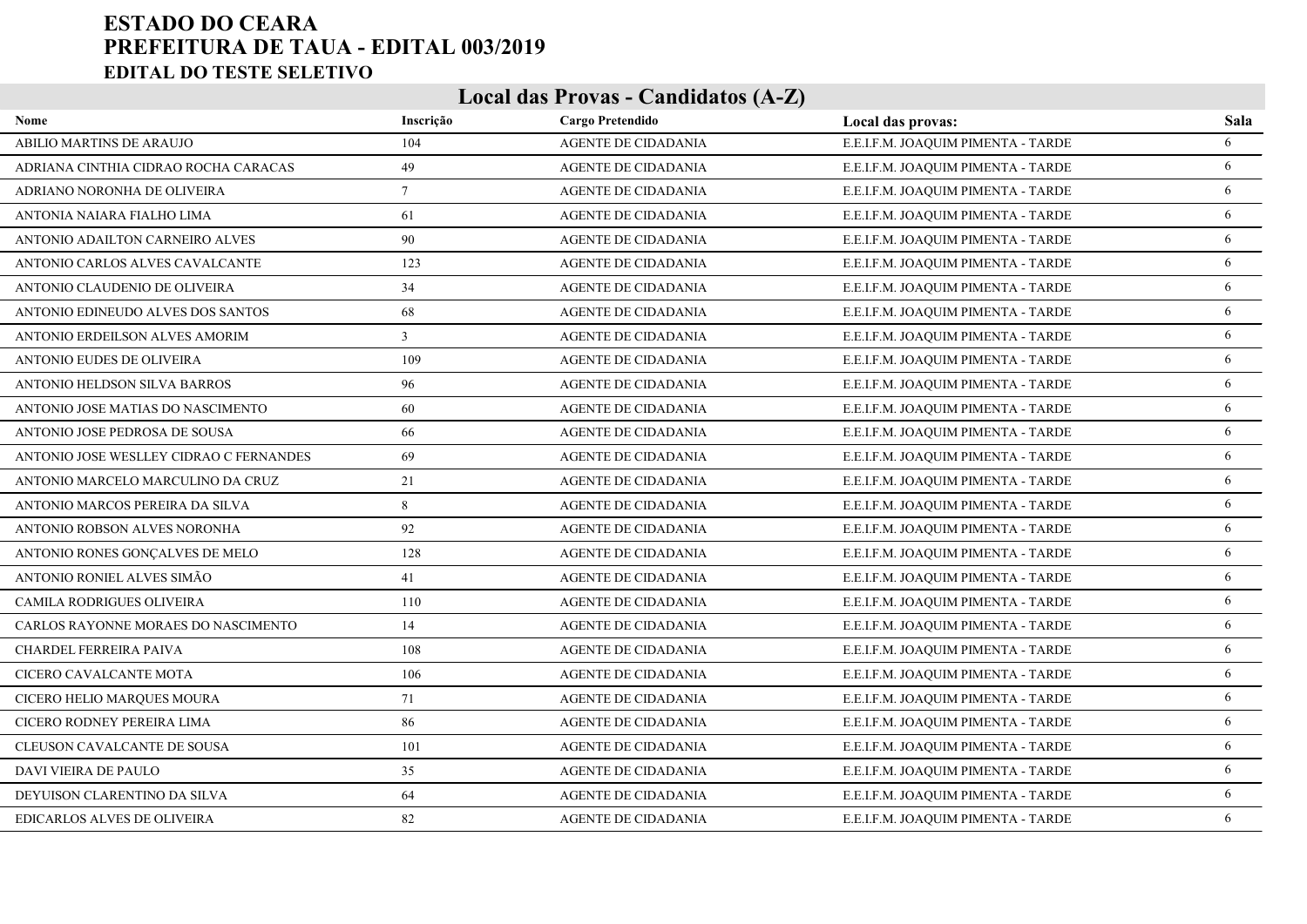# ESTADO DO CEARA
# PREFEITURA DE TAUA - EDITAL 003/2019
### EDITAL DO TESTE SELETIVO

## Local das Provas - Candidatos (A-Z)

| Nome | Inscrição | Cargo Pretendido | Local das provas: | Sala |
|---|---|---|---|---|
| ABILIO MARTINS DE ARAUJO | 104 | AGENTE DE CIDADANIA | E.E.I.F.M. JOAQUIM PIMENTA - TARDE | 6 |
| ADRIANA CINTHIA CIDRAO ROCHA CARACAS | 49 | AGENTE DE CIDADANIA | E.E.I.F.M. JOAQUIM PIMENTA - TARDE | 6 |
| ADRIANO NORONHA DE OLIVEIRA | 7 | AGENTE DE CIDADANIA | E.E.I.F.M. JOAQUIM PIMENTA - TARDE | 6 |
| ANTONIA NAIARA FIALHO LIMA | 61 | AGENTE DE CIDADANIA | E.E.I.F.M. JOAQUIM PIMENTA - TARDE | 6 |
| ANTONIO ADAILTON CARNEIRO ALVES | 90 | AGENTE DE CIDADANIA | E.E.I.F.M. JOAQUIM PIMENTA - TARDE | 6 |
| ANTONIO CARLOS ALVES CAVALCANTE | 123 | AGENTE DE CIDADANIA | E.E.I.F.M. JOAQUIM PIMENTA - TARDE | 6 |
| ANTONIO CLAUDENIO DE OLIVEIRA | 34 | AGENTE DE CIDADANIA | E.E.I.F.M. JOAQUIM PIMENTA - TARDE | 6 |
| ANTONIO EDINEUDO ALVES DOS SANTOS | 68 | AGENTE DE CIDADANIA | E.E.I.F.M. JOAQUIM PIMENTA - TARDE | 6 |
| ANTONIO ERDEILSON ALVES AMORIM | 3 | AGENTE DE CIDADANIA | E.E.I.F.M. JOAQUIM PIMENTA - TARDE | 6 |
| ANTONIO EUDES DE OLIVEIRA | 109 | AGENTE DE CIDADANIA | E.E.I.F.M. JOAQUIM PIMENTA - TARDE | 6 |
| ANTONIO HELDSON SILVA BARROS | 96 | AGENTE DE CIDADANIA | E.E.I.F.M. JOAQUIM PIMENTA - TARDE | 6 |
| ANTONIO JOSE MATIAS DO NASCIMENTO | 60 | AGENTE DE CIDADANIA | E.E.I.F.M. JOAQUIM PIMENTA - TARDE | 6 |
| ANTONIO JOSE PEDROSA DE SOUSA | 66 | AGENTE DE CIDADANIA | E.E.I.F.M. JOAQUIM PIMENTA - TARDE | 6 |
| ANTONIO JOSE WESLLEY CIDRAO C FERNANDES | 69 | AGENTE DE CIDADANIA | E.E.I.F.M. JOAQUIM PIMENTA - TARDE | 6 |
| ANTONIO MARCELO MARCULINO DA CRUZ | 21 | AGENTE DE CIDADANIA | E.E.I.F.M. JOAQUIM PIMENTA - TARDE | 6 |
| ANTONIO MARCOS PEREIRA DA SILVA | 8 | AGENTE DE CIDADANIA | E.E.I.F.M. JOAQUIM PIMENTA - TARDE | 6 |
| ANTONIO ROBSON ALVES NORONHA | 92 | AGENTE DE CIDADANIA | E.E.I.F.M. JOAQUIM PIMENTA - TARDE | 6 |
| ANTONIO RONES GONÇALVES DE MELO | 128 | AGENTE DE CIDADANIA | E.E.I.F.M. JOAQUIM PIMENTA - TARDE | 6 |
| ANTONIO RONIEL ALVES SIMÃO | 41 | AGENTE DE CIDADANIA | E.E.I.F.M. JOAQUIM PIMENTA - TARDE | 6 |
| CAMILA RODRIGUES OLIVEIRA | 110 | AGENTE DE CIDADANIA | E.E.I.F.M. JOAQUIM PIMENTA - TARDE | 6 |
| CARLOS RAYONNE MORAES DO NASCIMENTO | 14 | AGENTE DE CIDADANIA | E.E.I.F.M. JOAQUIM PIMENTA - TARDE | 6 |
| CHARDEL FERREIRA PAIVA | 108 | AGENTE DE CIDADANIA | E.E.I.F.M. JOAQUIM PIMENTA - TARDE | 6 |
| CICERO CAVALCANTE MOTA | 106 | AGENTE DE CIDADANIA | E.E.I.F.M. JOAQUIM PIMENTA - TARDE | 6 |
| CICERO HELIO MARQUES MOURA | 71 | AGENTE DE CIDADANIA | E.E.I.F.M. JOAQUIM PIMENTA - TARDE | 6 |
| CICERO RODNEY PEREIRA LIMA | 86 | AGENTE DE CIDADANIA | E.E.I.F.M. JOAQUIM PIMENTA - TARDE | 6 |
| CLEUSON CAVALCANTE DE SOUSA | 101 | AGENTE DE CIDADANIA | E.E.I.F.M. JOAQUIM PIMENTA - TARDE | 6 |
| DAVI VIEIRA DE PAULO | 35 | AGENTE DE CIDADANIA | E.E.I.F.M. JOAQUIM PIMENTA - TARDE | 6 |
| DEYUISON CLARENTINO DA SILVA | 64 | AGENTE DE CIDADANIA | E.E.I.F.M. JOAQUIM PIMENTA - TARDE | 6 |
| EDICARLOS ALVES DE OLIVEIRA | 82 | AGENTE DE CIDADANIA | E.E.I.F.M. JOAQUIM PIMENTA - TARDE | 6 |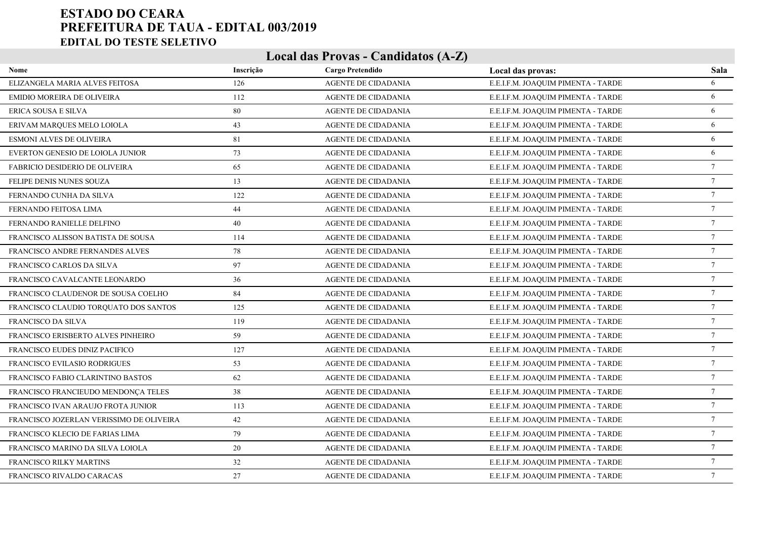# ESTADO DO CEARA
# PREFEITURA DE TAUA - EDITAL 003/2019
### EDITAL DO TESTE SELETIVO

## Local das Provas - Candidatos (A-Z)

| Nome | Inscrição | Cargo Pretendido | Local das provas: | Sala |
|---|---|---|---|---|
| ELIZANGELA MARIA ALVES FEITOSA | 126 | AGENTE DE CIDADANIA | E.E.I.F.M. JOAQUIM PIMENTA - TARDE | 6 |
| EMIDIO MOREIRA DE OLIVEIRA | 112 | AGENTE DE CIDADANIA | E.E.I.F.M. JOAQUIM PIMENTA - TARDE | 6 |
| ERICA SOUSA E SILVA | 80 | AGENTE DE CIDADANIA | E.E.I.F.M. JOAQUIM PIMENTA - TARDE | 6 |
| ERIVAM MARQUES MELO LOIOLA | 43 | AGENTE DE CIDADANIA | E.E.I.F.M. JOAQUIM PIMENTA - TARDE | 6 |
| ESMONI ALVES DE OLIVEIRA | 81 | AGENTE DE CIDADANIA | E.E.I.F.M. JOAQUIM PIMENTA - TARDE | 6 |
| EVERTON GENESIO DE LOIOLA JUNIOR | 73 | AGENTE DE CIDADANIA | E.E.I.F.M. JOAQUIM PIMENTA - TARDE | 6 |
| FABRICIO DESIDERIO DE OLIVEIRA | 65 | AGENTE DE CIDADANIA | E.E.I.F.M. JOAQUIM PIMENTA - TARDE | 7 |
| FELIPE DENIS NUNES SOUZA | 13 | AGENTE DE CIDADANIA | E.E.I.F.M. JOAQUIM PIMENTA - TARDE | 7 |
| FERNANDO CUNHA DA SILVA | 122 | AGENTE DE CIDADANIA | E.E.I.F.M. JOAQUIM PIMENTA - TARDE | 7 |
| FERNANDO FEITOSA LIMA | 44 | AGENTE DE CIDADANIA | E.E.I.F.M. JOAQUIM PIMENTA - TARDE | 7 |
| FERNANDO RANIELLE DELFINO | 40 | AGENTE DE CIDADANIA | E.E.I.F.M. JOAQUIM PIMENTA - TARDE | 7 |
| FRANCISCO ALISSON BATISTA DE SOUSA | 114 | AGENTE DE CIDADANIA | E.E.I.F.M. JOAQUIM PIMENTA - TARDE | 7 |
| FRANCISCO ANDRE FERNANDES ALVES | 78 | AGENTE DE CIDADANIA | E.E.I.F.M. JOAQUIM PIMENTA - TARDE | 7 |
| FRANCISCO CARLOS DA SILVA | 97 | AGENTE DE CIDADANIA | E.E.I.F.M. JOAQUIM PIMENTA - TARDE | 7 |
| FRANCISCO CAVALCANTE LEONARDO | 36 | AGENTE DE CIDADANIA | E.E.I.F.M. JOAQUIM PIMENTA - TARDE | 7 |
| FRANCISCO CLAUDENOR DE SOUSA COELHO | 84 | AGENTE DE CIDADANIA | E.E.I.F.M. JOAQUIM PIMENTA - TARDE | 7 |
| FRANCISCO CLAUDIO TORQUATO DOS SANTOS | 125 | AGENTE DE CIDADANIA | E.E.I.F.M. JOAQUIM PIMENTA - TARDE | 7 |
| FRANCISCO DA SILVA | 119 | AGENTE DE CIDADANIA | E.E.I.F.M. JOAQUIM PIMENTA - TARDE | 7 |
| FRANCISCO ERISBERTO ALVES PINHEIRO | 59 | AGENTE DE CIDADANIA | E.E.I.F.M. JOAQUIM PIMENTA - TARDE | 7 |
| FRANCISCO EUDES DINIZ PACIFICO | 127 | AGENTE DE CIDADANIA | E.E.I.F.M. JOAQUIM PIMENTA - TARDE | 7 |
| FRANCISCO EVILASIO RODRIGUES | 53 | AGENTE DE CIDADANIA | E.E.I.F.M. JOAQUIM PIMENTA - TARDE | 7 |
| FRANCISCO FABIO CLARINTINO BASTOS | 62 | AGENTE DE CIDADANIA | E.E.I.F.M. JOAQUIM PIMENTA - TARDE | 7 |
| FRANCISCO FRANCIEUDO MENDONÇA TELES | 38 | AGENTE DE CIDADANIA | E.E.I.F.M. JOAQUIM PIMENTA - TARDE | 7 |
| FRANCISCO IVAN ARAUJO FROTA JUNIOR | 113 | AGENTE DE CIDADANIA | E.E.I.F.M. JOAQUIM PIMENTA - TARDE | 7 |
| FRANCISCO JOZERLAN VERISSIMO DE OLIVEIRA | 42 | AGENTE DE CIDADANIA | E.E.I.F.M. JOAQUIM PIMENTA - TARDE | 7 |
| FRANCISCO KLECIO DE FARIAS LIMA | 79 | AGENTE DE CIDADANIA | E.E.I.F.M. JOAQUIM PIMENTA - TARDE | 7 |
| FRANCISCO MARINO DA SILVA LOIOLA | 20 | AGENTE DE CIDADANIA | E.E.I.F.M. JOAQUIM PIMENTA - TARDE | 7 |
| FRANCISCO RILKY MARTINS | 32 | AGENTE DE CIDADANIA | E.E.I.F.M. JOAQUIM PIMENTA - TARDE | 7 |
| FRANCISCO RIVALDO CARACAS | 27 | AGENTE DE CIDADANIA | E.E.I.F.M. JOAQUIM PIMENTA - TARDE | 7 |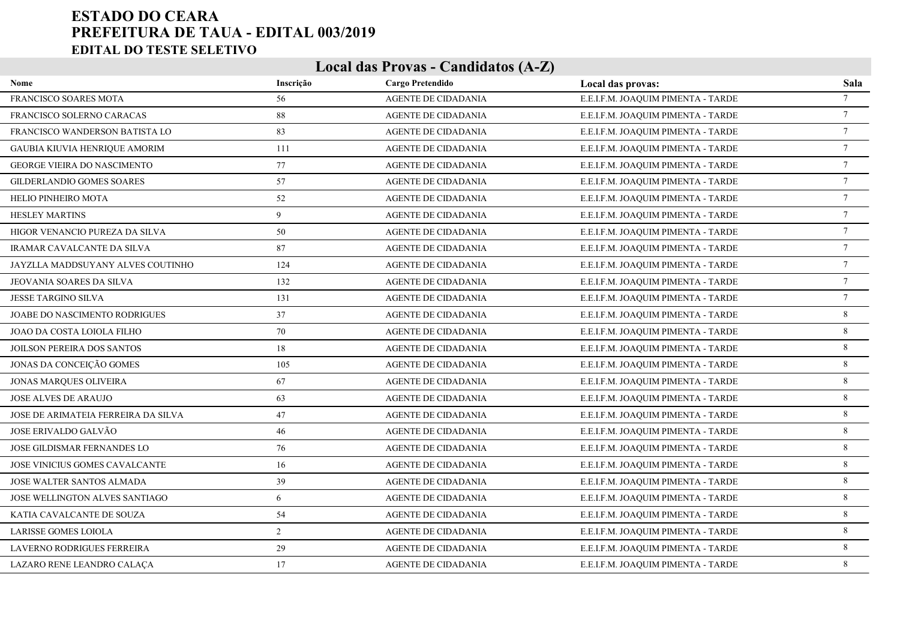# ESTADO DO CEARA
# PREFEITURA DE TAUA - EDITAL 003/2019
## EDITAL DO TESTE SELETIVO

### Local das Provas - Candidatos (A-Z)

| Nome | Inscrição | Cargo Pretendido | Local das provas: | Sala |
|---|---|---|---|---|
| FRANCISCO SOARES MOTA | 56 | AGENTE DE CIDADANIA | E.E.I.F.M. JOAQUIM PIMENTA - TARDE | 7 |
| FRANCISCO SOLERNO CARACAS | 88 | AGENTE DE CIDADANIA | E.E.I.F.M. JOAQUIM PIMENTA - TARDE | 7 |
| FRANCISCO WANDERSON BATISTA LO | 83 | AGENTE DE CIDADANIA | E.E.I.F.M. JOAQUIM PIMENTA - TARDE | 7 |
| GAUBIA KIUVIA HENRIQUE AMORIM | 111 | AGENTE DE CIDADANIA | E.E.I.F.M. JOAQUIM PIMENTA - TARDE | 7 |
| GEORGE VIEIRA DO NASCIMENTO | 77 | AGENTE DE CIDADANIA | E.E.I.F.M. JOAQUIM PIMENTA - TARDE | 7 |
| GILDERLANDIO GOMES SOARES | 57 | AGENTE DE CIDADANIA | E.E.I.F.M. JOAQUIM PIMENTA - TARDE | 7 |
| HELIO PINHEIRO MOTA | 52 | AGENTE DE CIDADANIA | E.E.I.F.M. JOAQUIM PIMENTA - TARDE | 7 |
| HESLEY MARTINS | 9 | AGENTE DE CIDADANIA | E.E.I.F.M. JOAQUIM PIMENTA - TARDE | 7 |
| HIGOR VENANCIO PUREZA DA SILVA | 50 | AGENTE DE CIDADANIA | E.E.I.F.M. JOAQUIM PIMENTA - TARDE | 7 |
| IRAMAR CAVALCANTE DA SILVA | 87 | AGENTE DE CIDADANIA | E.E.I.F.M. JOAQUIM PIMENTA - TARDE | 7 |
| JAYZLLA MADDSUYANY ALVES COUTINHO | 124 | AGENTE DE CIDADANIA | E.E.I.F.M. JOAQUIM PIMENTA - TARDE | 7 |
| JEOVANIA SOARES DA SILVA | 132 | AGENTE DE CIDADANIA | E.E.I.F.M. JOAQUIM PIMENTA - TARDE | 7 |
| JESSE TARGINO SILVA | 131 | AGENTE DE CIDADANIA | E.E.I.F.M. JOAQUIM PIMENTA - TARDE | 7 |
| JOABE DO NASCIMENTO RODRIGUES | 37 | AGENTE DE CIDADANIA | E.E.I.F.M. JOAQUIM PIMENTA - TARDE | 8 |
| JOAO DA COSTA LOIOLA FILHO | 70 | AGENTE DE CIDADANIA | E.E.I.F.M. JOAQUIM PIMENTA - TARDE | 8 |
| JOILSON PEREIRA DOS SANTOS | 18 | AGENTE DE CIDADANIA | E.E.I.F.M. JOAQUIM PIMENTA - TARDE | 8 |
| JONAS DA CONCEIÇÃO GOMES | 105 | AGENTE DE CIDADANIA | E.E.I.F.M. JOAQUIM PIMENTA - TARDE | 8 |
| JONAS MARQUES OLIVEIRA | 67 | AGENTE DE CIDADANIA | E.E.I.F.M. JOAQUIM PIMENTA - TARDE | 8 |
| JOSE ALVES DE ARAUJO | 63 | AGENTE DE CIDADANIA | E.E.I.F.M. JOAQUIM PIMENTA - TARDE | 8 |
| JOSE DE ARIMATEIA FERREIRA DA SILVA | 47 | AGENTE DE CIDADANIA | E.E.I.F.M. JOAQUIM PIMENTA - TARDE | 8 |
| JOSE ERIVALDO GALVÃO | 46 | AGENTE DE CIDADANIA | E.E.I.F.M. JOAQUIM PIMENTA - TARDE | 8 |
| JOSE GILDISMAR FERNANDES LO | 76 | AGENTE DE CIDADANIA | E.E.I.F.M. JOAQUIM PIMENTA - TARDE | 8 |
| JOSE VINICIUS GOMES CAVALCANTE | 16 | AGENTE DE CIDADANIA | E.E.I.F.M. JOAQUIM PIMENTA - TARDE | 8 |
| JOSE WALTER SANTOS ALMADA | 39 | AGENTE DE CIDADANIA | E.E.I.F.M. JOAQUIM PIMENTA - TARDE | 8 |
| JOSE WELLINGTON ALVES SANTIAGO | 6 | AGENTE DE CIDADANIA | E.E.I.F.M. JOAQUIM PIMENTA - TARDE | 8 |
| KATIA CAVALCANTE DE SOUZA | 54 | AGENTE DE CIDADANIA | E.E.I.F.M. JOAQUIM PIMENTA - TARDE | 8 |
| LARISSE GOMES LOIOLA | 2 | AGENTE DE CIDADANIA | E.E.I.F.M. JOAQUIM PIMENTA - TARDE | 8 |
| LAVERNO RODRIGUES FERREIRA | 29 | AGENTE DE CIDADANIA | E.E.I.F.M. JOAQUIM PIMENTA - TARDE | 8 |
| LAZARO RENE LEANDRO CALAÇA | 17 | AGENTE DE CIDADANIA | E.E.I.F.M. JOAQUIM PIMENTA - TARDE | 8 |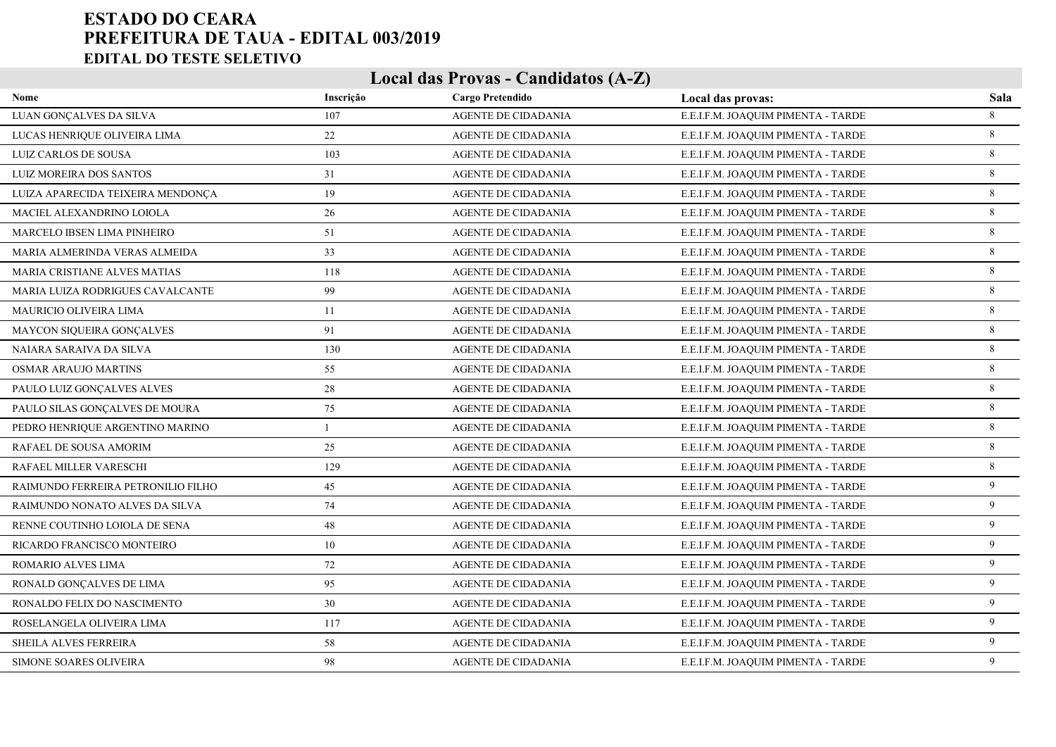# ESTADO DO CEARA
# PREFEITURA DE TAUA - EDITAL 003/2019
### EDITAL DO TESTE SELETIVO

## Local das Provas - Candidatos (A-Z)

| Nome | Inscrição | Cargo Pretendido | Local das provas: | Sala |
|---|---|---|---|---|
| LUAN GONÇALVES DA SILVA | 107 | AGENTE DE CIDADANIA | E.E.I.F.M. JOAQUIM PIMENTA - TARDE | 8 |
| LUCAS HENRIQUE OLIVEIRA LIMA | 22 | AGENTE DE CIDADANIA | E.E.I.F.M. JOAQUIM PIMENTA - TARDE | 8 |
| LUIZ CARLOS DE SOUSA | 103 | AGENTE DE CIDADANIA | E.E.I.F.M. JOAQUIM PIMENTA - TARDE | 8 |
| LUIZ MOREIRA DOS SANTOS | 31 | AGENTE DE CIDADANIA | E.E.I.F.M. JOAQUIM PIMENTA - TARDE | 8 |
| LUIZA APARECIDA TEIXEIRA MENDONÇA | 19 | AGENTE DE CIDADANIA | E.E.I.F.M. JOAQUIM PIMENTA - TARDE | 8 |
| MACIEL ALEXANDRINO LOIOLA | 26 | AGENTE DE CIDADANIA | E.E.I.F.M. JOAQUIM PIMENTA - TARDE | 8 |
| MARCELO IBSEN LIMA PINHEIRO | 51 | AGENTE DE CIDADANIA | E.E.I.F.M. JOAQUIM PIMENTA - TARDE | 8 |
| MARIA ALMERINDA VERAS ALMEIDA | 33 | AGENTE DE CIDADANIA | E.E.I.F.M. JOAQUIM PIMENTA - TARDE | 8 |
| MARIA CRISTIANE ALVES MATIAS | 118 | AGENTE DE CIDADANIA | E.E.I.F.M. JOAQUIM PIMENTA - TARDE | 8 |
| MARIA LUIZA RODRIGUES CAVALCANTE | 99 | AGENTE DE CIDADANIA | E.E.I.F.M. JOAQUIM PIMENTA - TARDE | 8 |
| MAURICIO OLIVEIRA LIMA | 11 | AGENTE DE CIDADANIA | E.E.I.F.M. JOAQUIM PIMENTA - TARDE | 8 |
| MAYCON SIQUEIRA GONÇALVES | 91 | AGENTE DE CIDADANIA | E.E.I.F.M. JOAQUIM PIMENTA - TARDE | 8 |
| NAIARA SARAIVA DA SILVA | 130 | AGENTE DE CIDADANIA | E.E.I.F.M. JOAQUIM PIMENTA - TARDE | 8 |
| OSMAR ARAUJO MARTINS | 55 | AGENTE DE CIDADANIA | E.E.I.F.M. JOAQUIM PIMENTA - TARDE | 8 |
| PAULO LUIZ GONÇALVES ALVES | 28 | AGENTE DE CIDADANIA | E.E.I.F.M. JOAQUIM PIMENTA - TARDE | 8 |
| PAULO SILAS GONÇALVES DE MOURA | 75 | AGENTE DE CIDADANIA | E.E.I.F.M. JOAQUIM PIMENTA - TARDE | 8 |
| PEDRO HENRIQUE ARGENTINO MARINO | 1 | AGENTE DE CIDADANIA | E.E.I.F.M. JOAQUIM PIMENTA - TARDE | 8 |
| RAFAEL DE SOUSA AMORIM | 25 | AGENTE DE CIDADANIA | E.E.I.F.M. JOAQUIM PIMENTA - TARDE | 8 |
| RAFAEL MILLER VARESCHI | 129 | AGENTE DE CIDADANIA | E.E.I.F.M. JOAQUIM PIMENTA - TARDE | 8 |
| RAIMUNDO FERREIRA PETRONILIO FILHO | 45 | AGENTE DE CIDADANIA | E.E.I.F.M. JOAQUIM PIMENTA - TARDE | 9 |
| RAIMUNDO NONATO ALVES DA SILVA | 74 | AGENTE DE CIDADANIA | E.E.I.F.M. JOAQUIM PIMENTA - TARDE | 9 |
| RENNE COUTINHO LOIOLA DE SENA | 48 | AGENTE DE CIDADANIA | E.E.I.F.M. JOAQUIM PIMENTA - TARDE | 9 |
| RICARDO FRANCISCO MONTEIRO | 10 | AGENTE DE CIDADANIA | E.E.I.F.M. JOAQUIM PIMENTA - TARDE | 9 |
| ROMARIO ALVES LIMA | 72 | AGENTE DE CIDADANIA | E.E.I.F.M. JOAQUIM PIMENTA - TARDE | 9 |
| RONALD GONÇALVES DE LIMA | 95 | AGENTE DE CIDADANIA | E.E.I.F.M. JOAQUIM PIMENTA - TARDE | 9 |
| RONALDO FELIX DO NASCIMENTO | 30 | AGENTE DE CIDADANIA | E.E.I.F.M. JOAQUIM PIMENTA - TARDE | 9 |
| ROSELANGELA OLIVEIRA LIMA | 117 | AGENTE DE CIDADANIA | E.E.I.F.M. JOAQUIM PIMENTA - TARDE | 9 |
| SHEILA ALVES FERREIRA | 58 | AGENTE DE CIDADANIA | E.E.I.F.M. JOAQUIM PIMENTA - TARDE | 9 |
| SIMONE SOARES OLIVEIRA | 98 | AGENTE DE CIDADANIA | E.E.I.F.M. JOAQUIM PIMENTA - TARDE | 9 |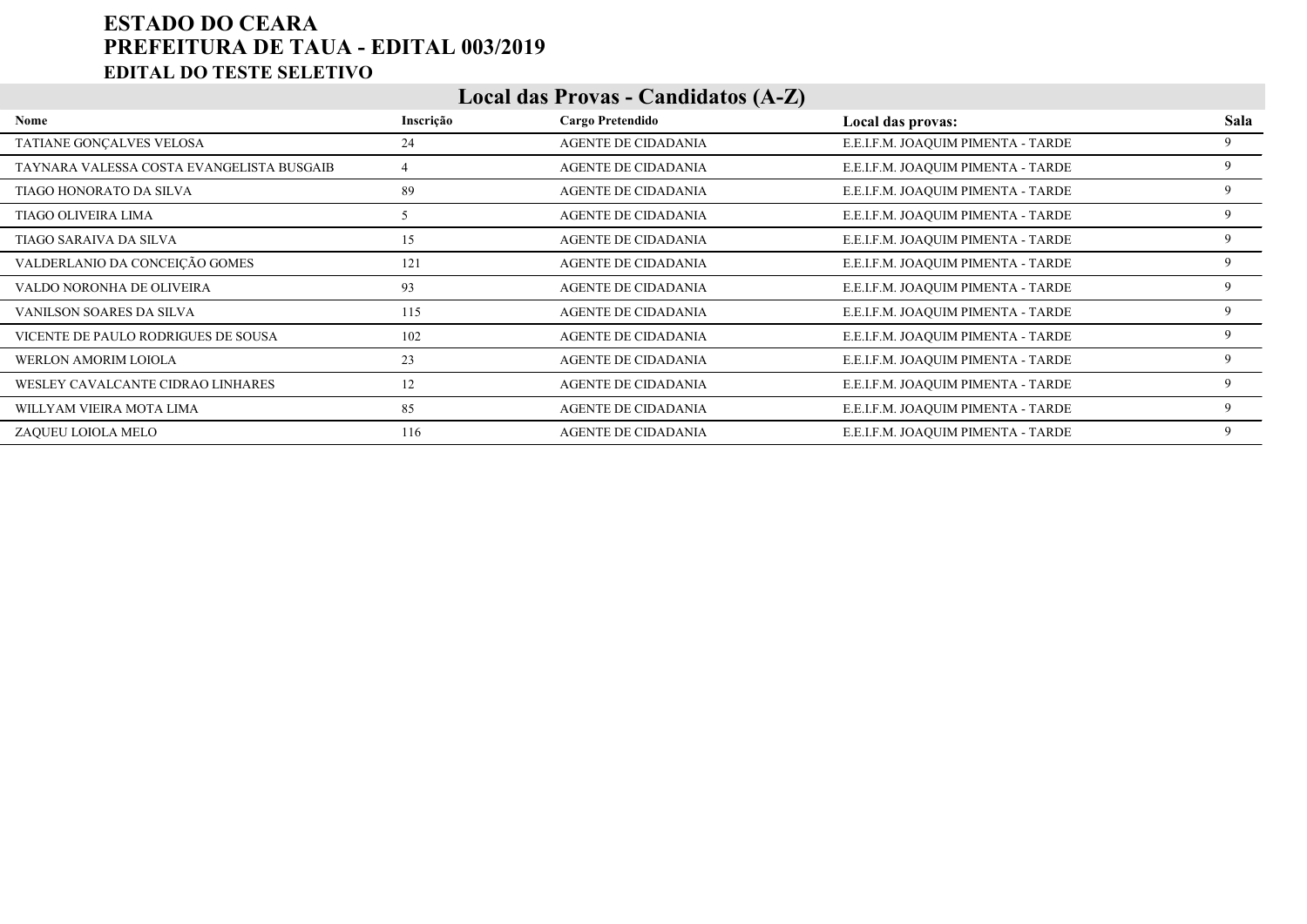# ESTADO DO CEARA
# PREFEITURA DE TAUA - EDITAL 003/2019
### EDITAL DO TESTE SELETIVO

## Local das Provas - Candidatos (A-Z)

| Nome | Inscrição | Cargo Pretendido | Local das provas: | Sala |
|---|---|---|---|---|
| TATIANE GONÇALVES VELOSA | 24 | AGENTE DE CIDADANIA | E.E.I.F.M. JOAQUIM PIMENTA - TARDE | 9 |
| TAYNARA VALESSA COSTA EVANGELISTA BUSGAIB | 4 | AGENTE DE CIDADANIA | E.E.I.F.M. JOAQUIM PIMENTA - TARDE | 9 |
| TIAGO HONORATO DA SILVA | 89 | AGENTE DE CIDADANIA | E.E.I.F.M. JOAQUIM PIMENTA - TARDE | 9 |
| TIAGO OLIVEIRA LIMA | 5 | AGENTE DE CIDADANIA | E.E.I.F.M. JOAQUIM PIMENTA - TARDE | 9 |
| TIAGO SARAIVA DA SILVA | 15 | AGENTE DE CIDADANIA | E.E.I.F.M. JOAQUIM PIMENTA - TARDE | 9 |
| VALDERLANIO DA CONCEIÇÃO GOMES | 121 | AGENTE DE CIDADANIA | E.E.I.F.M. JOAQUIM PIMENTA - TARDE | 9 |
| VALDO NORONHA DE OLIVEIRA | 93 | AGENTE DE CIDADANIA | E.E.I.F.M. JOAQUIM PIMENTA - TARDE | 9 |
| VANILSON SOARES DA SILVA | 115 | AGENTE DE CIDADANIA | E.E.I.F.M. JOAQUIM PIMENTA - TARDE | 9 |
| VICENTE DE PAULO RODRIGUES DE SOUSA | 102 | AGENTE DE CIDADANIA | E.E.I.F.M. JOAQUIM PIMENTA - TARDE | 9 |
| WERLON AMORIM LOIOLA | 23 | AGENTE DE CIDADANIA | E.E.I.F.M. JOAQUIM PIMENTA - TARDE | 9 |
| WESLEY CAVALCANTE CIDRAO LINHARES | 12 | AGENTE DE CIDADANIA | E.E.I.F.M. JOAQUIM PIMENTA - TARDE | 9 |
| WILLYAM VIEIRA MOTA LIMA | 85 | AGENTE DE CIDADANIA | E.E.I.F.M. JOAQUIM PIMENTA - TARDE | 9 |
| ZAQUEU LOIOLA MELO | 116 | AGENTE DE CIDADANIA | E.E.I.F.M. JOAQUIM PIMENTA - TARDE | 9 |